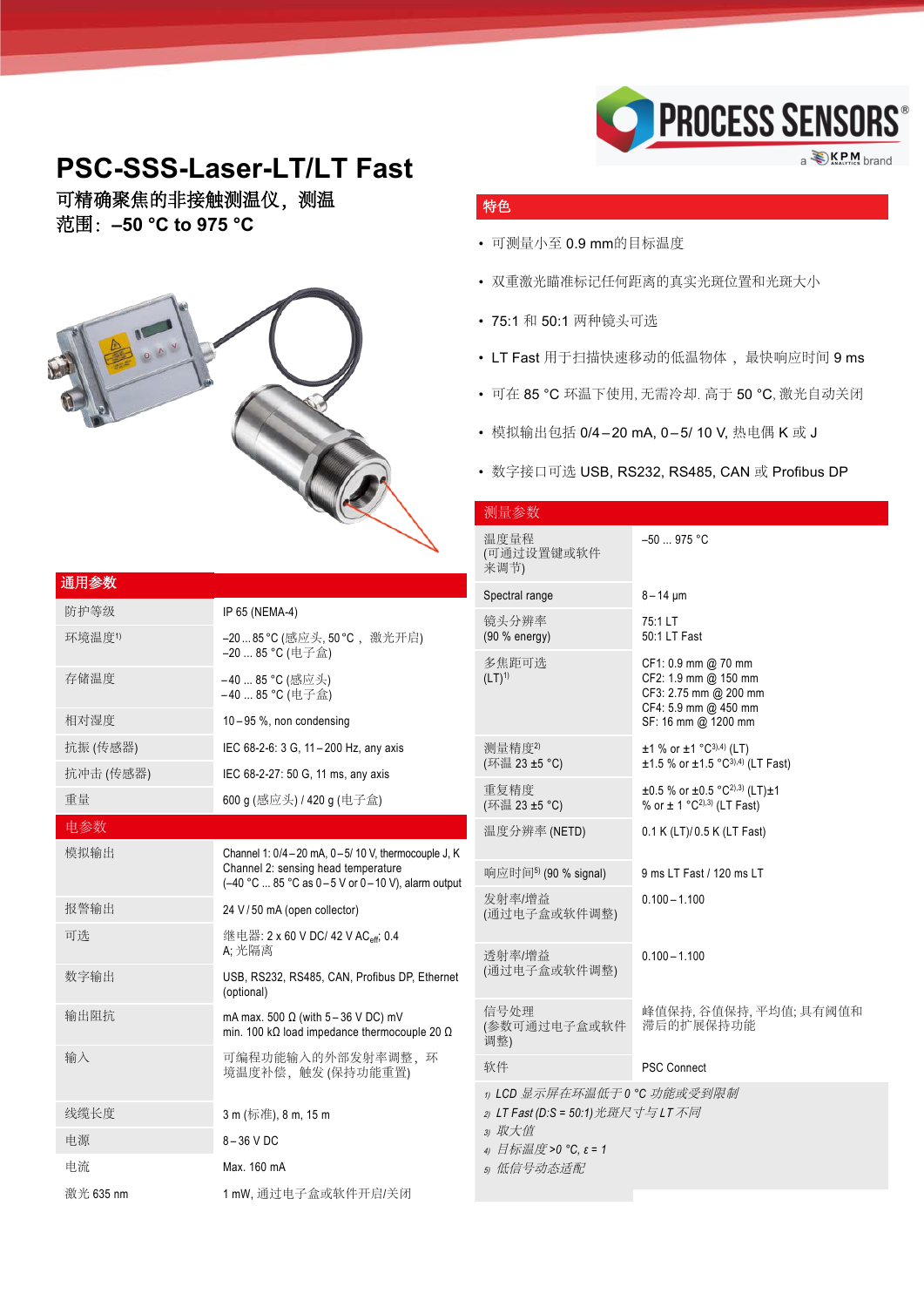# PSC-SSS-Laser-LT/LT Fast

## 可精确聚焦的非接触测温仪，测温范围：–50 °C to 975 °C

## 特色

- 可测量小至 0.9 mm的目标温度
- 双重激光瞄准标记任何距离的真实光斑位置和光斑大小
- 75:1 和 50:1 两种镜头可选
- LT Fast 用于扫描快速移动的低温物体， 最快响应时间 9 ms
- 可在 85 °C 环温下使用, 无需冷却. 高于 50 °C, 激光自动关闭
- 模拟输出包括 0/4 – 20 mA, 0 – 5/ 10 V, 热电偶 K 或 J
- 数字接口可选 USB, RS232, RS485, CAN 或 Profibus DP

## 通用参数

| 通用参数 | |
|---|---|
| 防护等级 | IP 65 (NEMA-4) |
| 环境温度[1] | –20 ... 85 °C (感应头, 50 °C， 激光开启)<br>–20 ... 85 °C (电子盒) |
| 存储温度 | –40 ... 85 °C (感应头)<br>–40 ... 85 °C (电子盒) |
| 相对湿度 | 10 – 95 %, non condensing |
| 抗振 (传感器) | IEC 68-2-6: 3 G, 11 – 200 Hz, any axis |
| 抗冲击 (传感器) | IEC 68-2-27: 50 G, 11 ms, any axis |
| 重量 | 600 g (感应头) / 420 g (电子盒) |

## 电参数

| 电参数 | |
|---|---|
| 模拟输出 | Channel 1: 0/4 – 20 mA, 0 – 5/ 10 V, thermocouple J, K<br>Channel 2: sensing head temperature<br>(–40 °C ... 85 °C as 0 – 5 V or 0 – 10 V), alarm output |
| 报警输出 | 24 V / 50 mA (open collector) |
| 可选 | 继电器: 2 x 60 V DC/ 42 V $AC_{eff}$; 0.4 A; 光隔离 |
| 数字输出 | USB, RS232, RS485, CAN, Profibus DP, Ethernet (optional) |
| 输出阻抗 | mA max. 500 Ω (with 5 – 36 V DC) mV<br>min. 100 kΩ load impedance thermocouple 20 Ω |
| 输入 | 可编程功能输入的外部发射率调整，环境温度补偿，触发 (保持功能重置) |
| 线缆长度 | 3 m (标准), 8 m, 15 m |
| 电源 | 8 – 36 V DC |
| 电流 | Max. 160 mA |
| 激光 635 nm | 1 mW, 通过电子盒或软件开启/关闭 |

## 测量参数

| 测量参数 | |
|---|---|
| 温度量程<br>(可通过设置键或软件来调节) | –50 ... 975 °C |
| Spectral range | 8 – 14 µm |
| 镜头分辨率<br>(90 % energy) | 75:1 LT<br>50:1 LT Fast |
| 多焦距可选<br>(LT)[1] | CF1: 0.9 mm @ 70 mm<br>CF2: 1.9 mm @ 150 mm<br>CF3: 2.75 mm @ 200 mm<br>CF4: 5.9 mm @ 450 mm<br>SF: 16 mm @ 1200 mm |
| 测量精度[2]<br>(环温 23 ±5 °C) | ±1 % or ±1 °C[3,4] (LT)<br>±1.5 % or ±1.5 °C[3,4] (LT Fast) |
| 重复精度<br>(环温 23 ±5 °C) | ±0.5 % or ±0.5 °C[2,3] (LT)±1 % or ± 1 °C[2,3] (LT Fast) |
| 温度分辨率 (NETD) | 0.1 K (LT)/ 0.5 K (LT Fast) |
| 响应时间[5] (90 % signal) | 9 ms LT Fast / 120 ms LT |
| 发射率/增益<br>(通过电子盒或软件调整) | 0.100 – 1.100 |
| 透射率/增益<br>(通过电子盒或软件调整) | 0.100 – 1.100 |
| 信号处理<br>(参数可通过电子盒或软件调整) | 峰值保持, 谷值保持, 平均值; 具有阈值和滞后的扩展保持功能 |
| 软件 | PSC Connect |

*1) LCD 显示屏在环温低于 0 °C 功能或受到限制*
*2) LT Fast (D:S = 50:1)光斑尺寸与 LT 不同*
*3) 取大值*
*4) 目标温度 >0 °C, ε = 1*
*5) 低信号动态适配*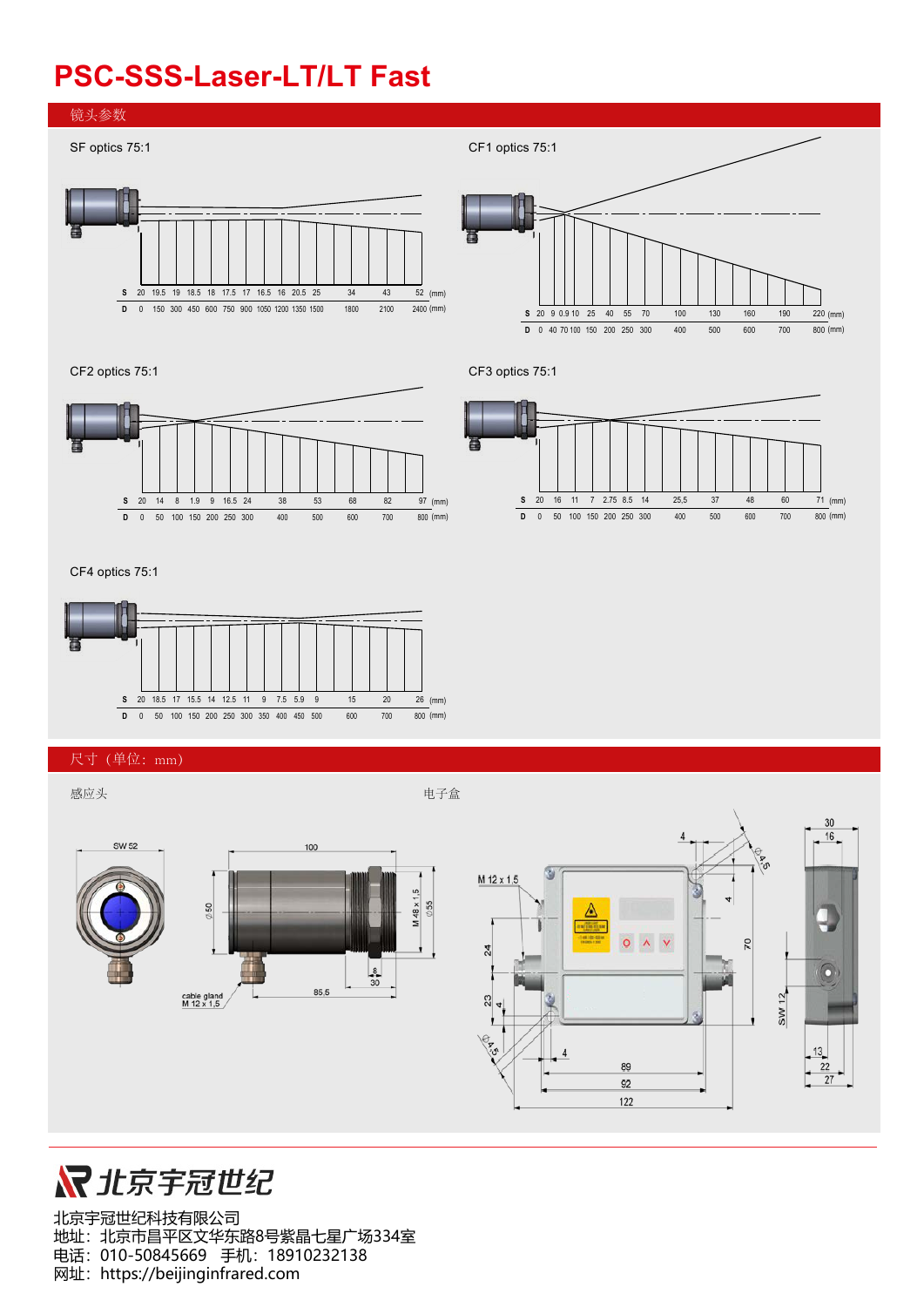# PSC-SSS-Laser-LT/LT Fast

## 镜头参数

SF optics 75:1

S 20 19.5 19 18.5 18 17.5 17 16.5 16 20.5 25 34 43 52 (mm)
D 0 150 300 450 600 750 900 1050 1200 1350 1500 1800 2100 2400 (mm)

CF1 optics 75:1

S 20 9 0.9 10 25 40 55 70 100 130 160 190 220 (mm)
D 0 40 70 100 150 200 250 300 400 500 600 700 800 (mm)

CF2 optics 75:1

S 20 14 8 1.9 9 16.5 24 38 53 68 82 97 (mm)
D 0 50 100 150 200 250 300 400 500 600 700 800 (mm)

CF3 optics 75:1

S 20 16 11 7 2.75 8.5 14 25,5 37 48 60 71 (mm)
D 0 50 100 150 200 250 300 400 500 600 700 800 (mm)

CF4 optics 75:1

S 20 18.5 17 15.5 14 12.5 11 9 7.5 5.9 9 15 20 26 (mm)
D 0 50 100 150 200 250 300 350 400 450 500 600 700 800 (mm)

## 尺寸（单位：mm）

感应头

SW 52
100
Ø 50
M 48 x 1,5
Ø 55
8
30
85,5
cable gland M 12 x 1,5

电子盒

M 12 x 1,5
4
Ø 4,5
4
24
23
4
70
4
89
92
122
30
16
SW 12
13
22
27

---

北京宇冠世纪

北京宇冠世纪科技有限公司
地址：北京市昌平区文华东路8号紫晶七星广场334室
电话：010-50845669　手机：18910232138
网址：https://beijinginfrared.com